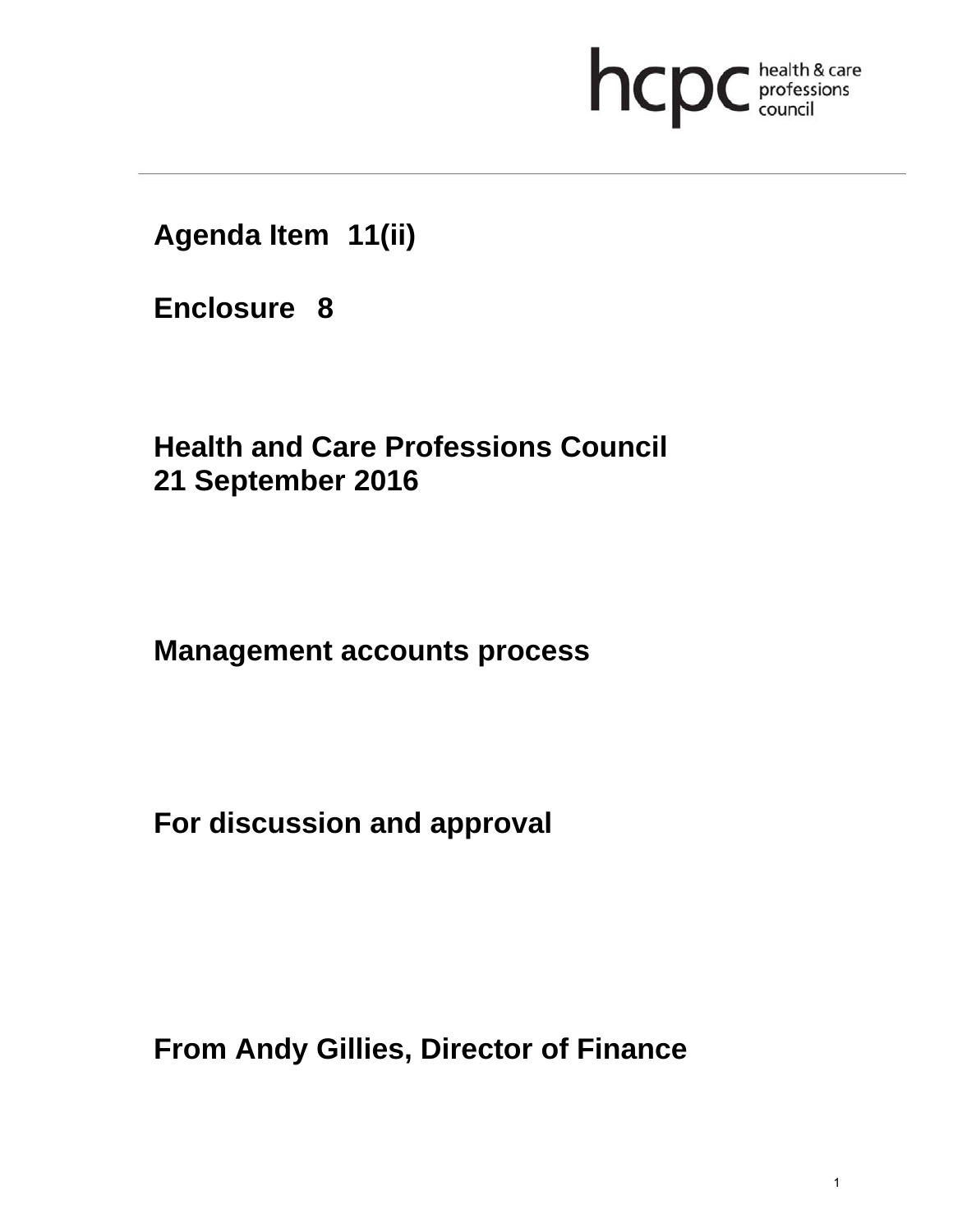hcpc health & care professions council

**Agenda Item 11(ii)**

**Enclosure 8**

**Health and Care Professions Council**
**21 September 2016**

**Management accounts process**

**For discussion and approval**

**From Andy Gillies, Director of Finance**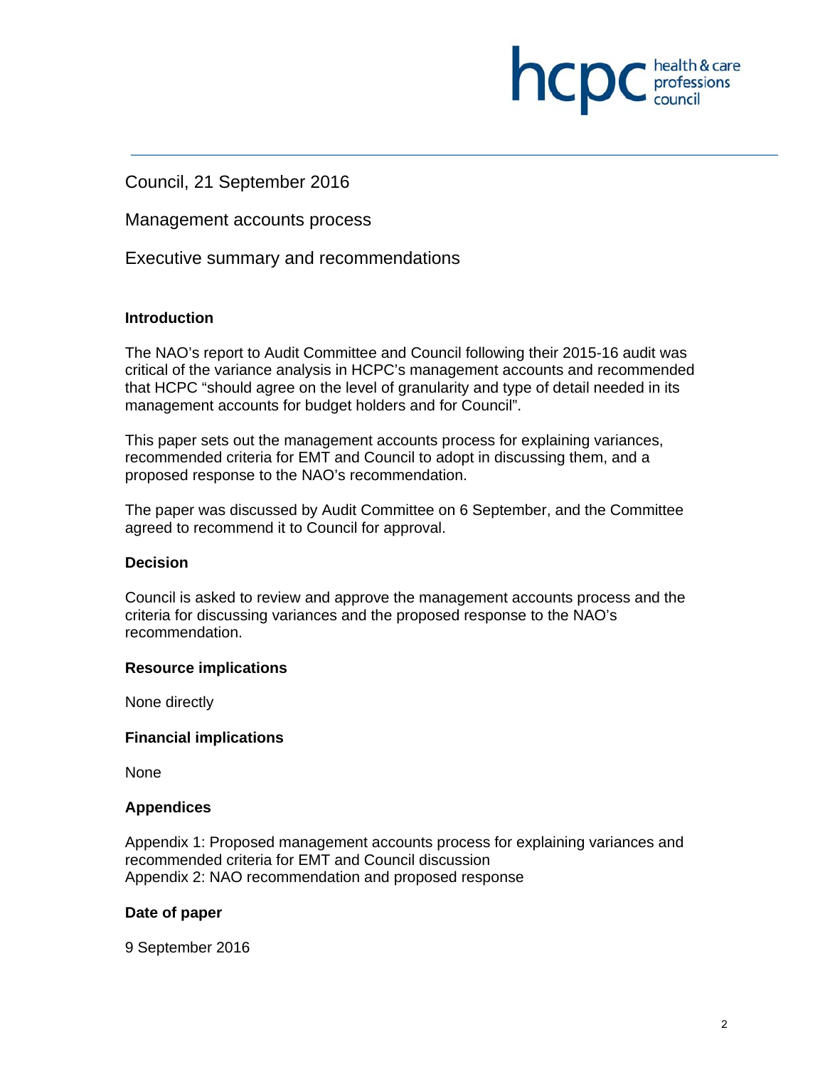Council, 21 September 2016

Management accounts process

Executive summary and recommendations

**Introduction**

The NAO's report to Audit Committee and Council following their 2015-16 audit was critical of the variance analysis in HCPC's management accounts and recommended that HCPC "should agree on the level of granularity and type of detail needed in its management accounts for budget holders and for Council".

This paper sets out the management accounts process for explaining variances, recommended criteria for EMT and Council to adopt in discussing them, and a proposed response to the NAO's recommendation.

The paper was discussed by Audit Committee on 6 September, and the Committee agreed to recommend it to Council for approval.

**Decision**

Council is asked to review and approve the management accounts process and the criteria for discussing variances and the proposed response to the NAO's recommendation.

**Resource implications**

None directly

**Financial implications**

None

**Appendices**

Appendix 1: Proposed management accounts process for explaining variances and recommended criteria for EMT and Council discussion
Appendix 2: NAO recommendation and proposed response

**Date of paper**

9 September 2016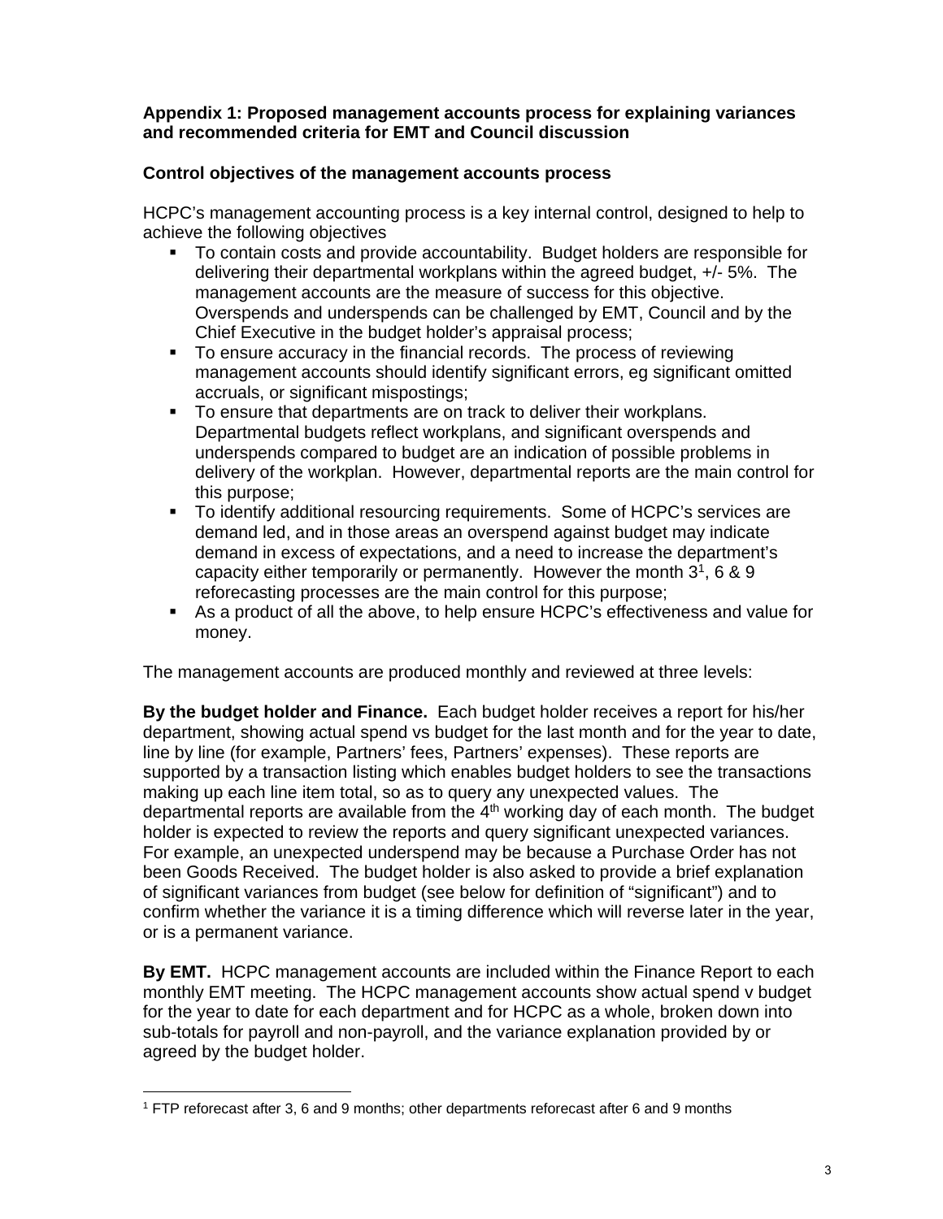**Appendix 1: Proposed management accounts process for explaining variances and recommended criteria for EMT and Council discussion**

**Control objectives of the management accounts process**

HCPC's management accounting process is a key internal control, designed to help to achieve the following objectives

- To contain costs and provide accountability. Budget holders are responsible for delivering their departmental workplans within the agreed budget, +/- 5%. The management accounts are the measure of success for this objective. Overspends and underspends can be challenged by EMT, Council and by the Chief Executive in the budget holder's appraisal process;
- To ensure accuracy in the financial records. The process of reviewing management accounts should identify significant errors, eg significant omitted accruals, or significant mispostings;
- To ensure that departments are on track to deliver their workplans. Departmental budgets reflect workplans, and significant overspends and underspends compared to budget are an indication of possible problems in delivery of the workplan. However, departmental reports are the main control for this purpose;
- To identify additional resourcing requirements. Some of HCPC's services are demand led, and in those areas an overspend against budget may indicate demand in excess of expectations, and a need to increase the department's capacity either temporarily or permanently. However the month 3[1], 6 & 9 reforecasting processes are the main control for this purpose;
- As a product of all the above, to help ensure HCPC's effectiveness and value for money.

The management accounts are produced monthly and reviewed at three levels:

**By the budget holder and Finance.** Each budget holder receives a report for his/her department, showing actual spend vs budget for the last month and for the year to date, line by line (for example, Partners' fees, Partners' expenses). These reports are supported by a transaction listing which enables budget holders to see the transactions making up each line item total, so as to query any unexpected values. The departmental reports are available from the 4th working day of each month. The budget holder is expected to review the reports and query significant unexpected variances. For example, an unexpected underspend may be because a Purchase Order has not been Goods Received. The budget holder is also asked to provide a brief explanation of significant variances from budget (see below for definition of "significant") and to confirm whether the variance it is a timing difference which will reverse later in the year, or is a permanent variance.

**By EMT.** HCPC management accounts are included within the Finance Report to each monthly EMT meeting. The HCPC management accounts show actual spend v budget for the year to date for each department and for HCPC as a whole, broken down into sub-totals for payroll and non-payroll, and the variance explanation provided by or agreed by the budget holder.

[1] FTP reforecast after 3, 6 and 9 months; other departments reforecast after 6 and 9 months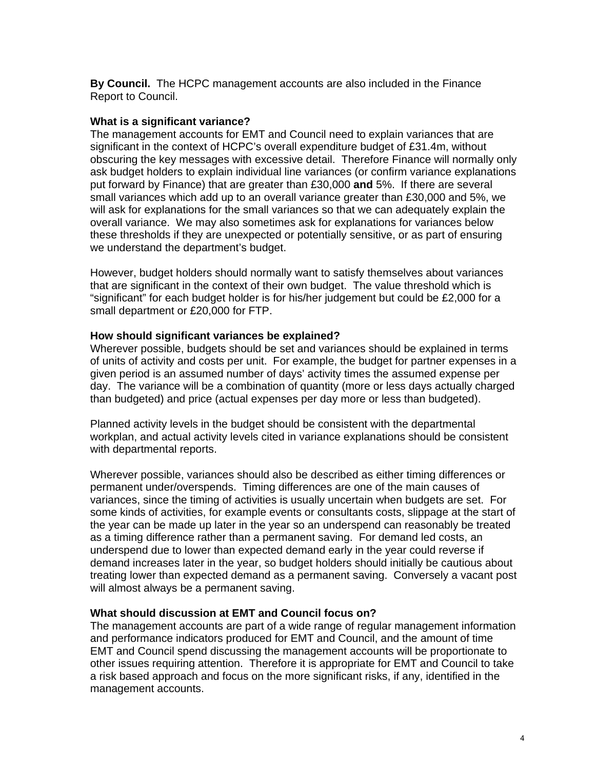**By Council.** The HCPC management accounts are also included in the Finance Report to Council.

**What is a significant variance?**

The management accounts for EMT and Council need to explain variances that are significant in the context of HCPC's overall expenditure budget of £31.4m, without obscuring the key messages with excessive detail. Therefore Finance will normally only ask budget holders to explain individual line variances (or confirm variance explanations put forward by Finance) that are greater than £30,000 **and** 5%. If there are several small variances which add up to an overall variance greater than £30,000 and 5%, we will ask for explanations for the small variances so that we can adequately explain the overall variance. We may also sometimes ask for explanations for variances below these thresholds if they are unexpected or potentially sensitive, or as part of ensuring we understand the department's budget.

However, budget holders should normally want to satisfy themselves about variances that are significant in the context of their own budget. The value threshold which is "significant" for each budget holder is for his/her judgement but could be £2,000 for a small department or £20,000 for FTP.

**How should significant variances be explained?**

Wherever possible, budgets should be set and variances should be explained in terms of units of activity and costs per unit. For example, the budget for partner expenses in a given period is an assumed number of days' activity times the assumed expense per day. The variance will be a combination of quantity (more or less days actually charged than budgeted) and price (actual expenses per day more or less than budgeted).

Planned activity levels in the budget should be consistent with the departmental workplan, and actual activity levels cited in variance explanations should be consistent with departmental reports.

Wherever possible, variances should also be described as either timing differences or permanent under/overspends. Timing differences are one of the main causes of variances, since the timing of activities is usually uncertain when budgets are set. For some kinds of activities, for example events or consultants costs, slippage at the start of the year can be made up later in the year so an underspend can reasonably be treated as a timing difference rather than a permanent saving. For demand led costs, an underspend due to lower than expected demand early in the year could reverse if demand increases later in the year, so budget holders should initially be cautious about treating lower than expected demand as a permanent saving. Conversely a vacant post will almost always be a permanent saving.

**What should discussion at EMT and Council focus on?**

The management accounts are part of a wide range of regular management information and performance indicators produced for EMT and Council, and the amount of time EMT and Council spend discussing the management accounts will be proportionate to other issues requiring attention. Therefore it is appropriate for EMT and Council to take a risk based approach and focus on the more significant risks, if any, identified in the management accounts.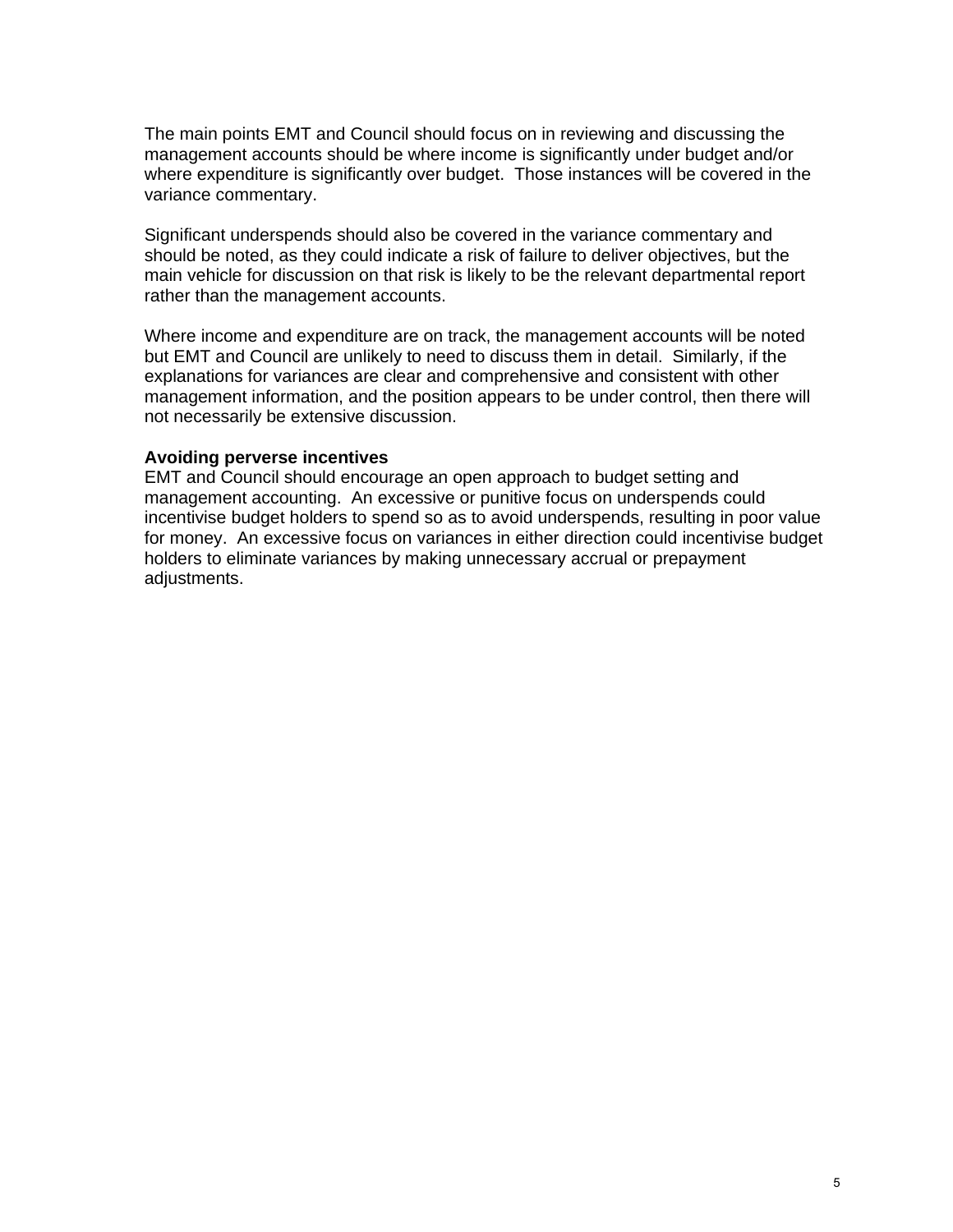The main points EMT and Council should focus on in reviewing and discussing the management accounts should be where income is significantly under budget and/or where expenditure is significantly over budget.  Those instances will be covered in the variance commentary.

Significant underspends should also be covered in the variance commentary and should be noted, as they could indicate a risk of failure to deliver objectives, but the main vehicle for discussion on that risk is likely to be the relevant departmental report rather than the management accounts.

Where income and expenditure are on track, the management accounts will be noted but EMT and Council are unlikely to need to discuss them in detail.  Similarly, if the explanations for variances are clear and comprehensive and consistent with other management information, and the position appears to be under control, then there will not necessarily be extensive discussion.

**Avoiding perverse incentives**

EMT and Council should encourage an open approach to budget setting and management accounting.  An excessive or punitive focus on underspends could incentivise budget holders to spend so as to avoid underspends, resulting in poor value for money.  An excessive focus on variances in either direction could incentivise budget holders to eliminate variances by making unnecessary accrual or prepayment adjustments.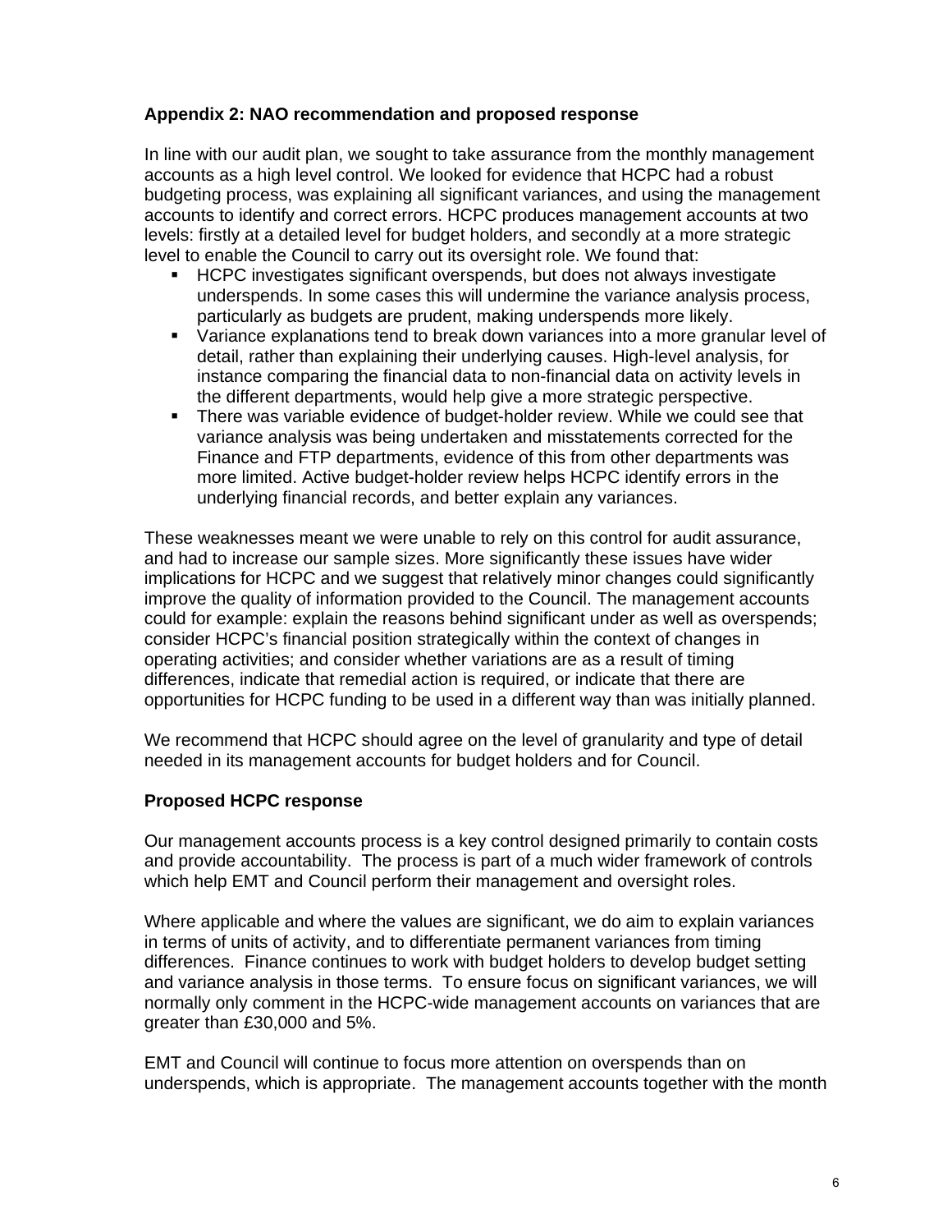### Appendix 2: NAO recommendation and proposed response

In line with our audit plan, we sought to take assurance from the monthly management accounts as a high level control. We looked for evidence that HCPC had a robust budgeting process, was explaining all significant variances, and using the management accounts to identify and correct errors. HCPC produces management accounts at two levels: firstly at a detailed level for budget holders, and secondly at a more strategic level to enable the Council to carry out its oversight role. We found that:

- HCPC investigates significant overspends, but does not always investigate underspends. In some cases this will undermine the variance analysis process, particularly as budgets are prudent, making underspends more likely.
- Variance explanations tend to break down variances into a more granular level of detail, rather than explaining their underlying causes. High-level analysis, for instance comparing the financial data to non-financial data on activity levels in the different departments, would help give a more strategic perspective.
- There was variable evidence of budget-holder review. While we could see that variance analysis was being undertaken and misstatements corrected for the Finance and FTP departments, evidence of this from other departments was more limited. Active budget-holder review helps HCPC identify errors in the underlying financial records, and better explain any variances.

These weaknesses meant we were unable to rely on this control for audit assurance, and had to increase our sample sizes. More significantly these issues have wider implications for HCPC and we suggest that relatively minor changes could significantly improve the quality of information provided to the Council. The management accounts could for example: explain the reasons behind significant under as well as overspends; consider HCPC's financial position strategically within the context of changes in operating activities; and consider whether variations are as a result of timing differences, indicate that remedial action is required, or indicate that there are opportunities for HCPC funding to be used in a different way than was initially planned.

We recommend that HCPC should agree on the level of granularity and type of detail needed in its management accounts for budget holders and for Council.

### Proposed HCPC response

Our management accounts process is a key control designed primarily to contain costs and provide accountability. The process is part of a much wider framework of controls which help EMT and Council perform their management and oversight roles.

Where applicable and where the values are significant, we do aim to explain variances in terms of units of activity, and to differentiate permanent variances from timing differences. Finance continues to work with budget holders to develop budget setting and variance analysis in those terms. To ensure focus on significant variances, we will normally only comment in the HCPC-wide management accounts on variances that are greater than £30,000 and 5%.

EMT and Council will continue to focus more attention on overspends than on underspends, which is appropriate. The management accounts together with the month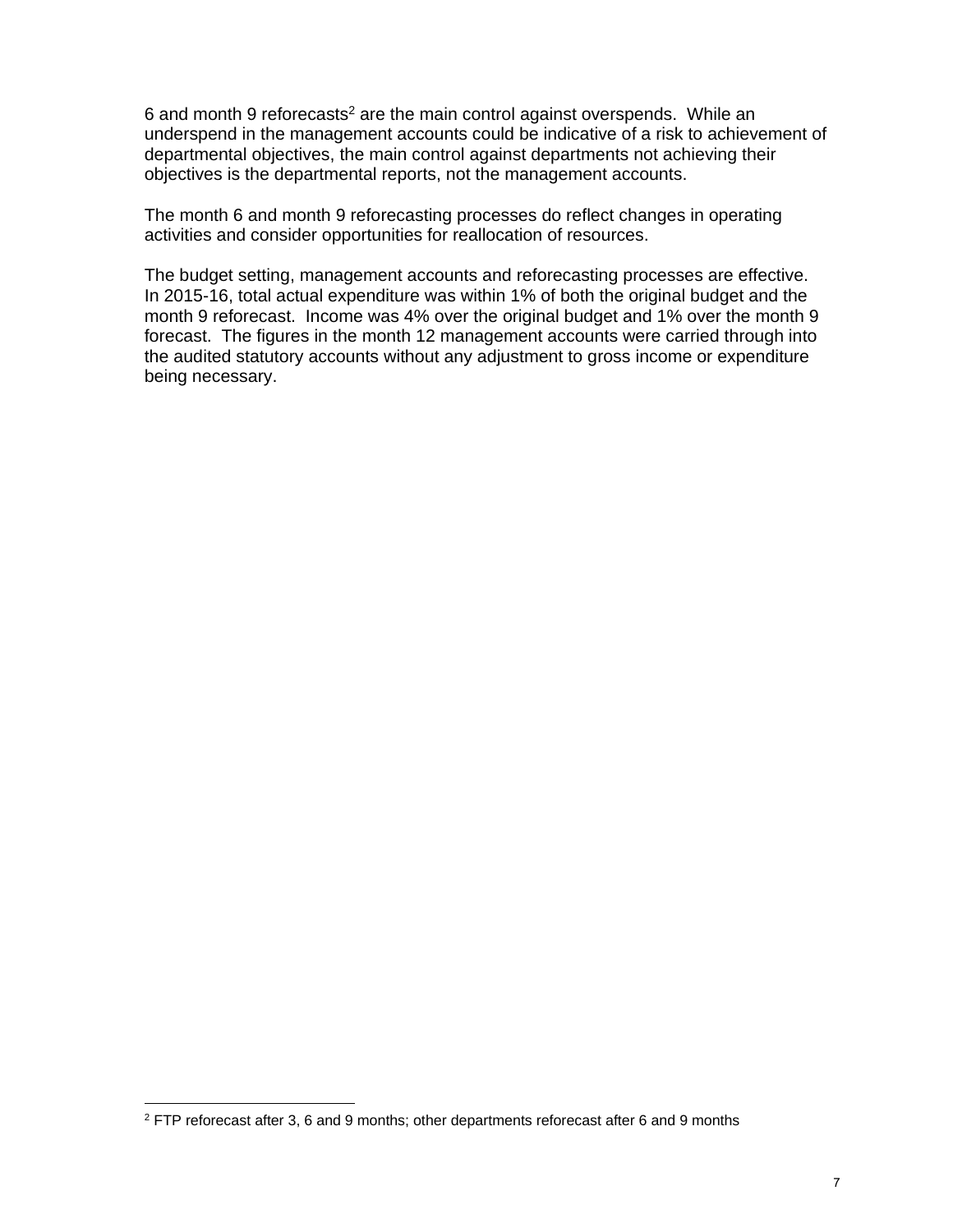6 and month 9 reforecasts[2] are the main control against overspends. While an underspend in the management accounts could be indicative of a risk to achievement of departmental objectives, the main control against departments not achieving their objectives is the departmental reports, not the management accounts.

The month 6 and month 9 reforecasting processes do reflect changes in operating activities and consider opportunities for reallocation of resources.

The budget setting, management accounts and reforecasting processes are effective. In 2015-16, total actual expenditure was within 1% of both the original budget and the month 9 reforecast. Income was 4% over the original budget and 1% over the month 9 forecast. The figures in the month 12 management accounts were carried through into the audited statutory accounts without any adjustment to gross income or expenditure being necessary.

[2] FTP reforecast after 3, 6 and 9 months; other departments reforecast after 6 and 9 months